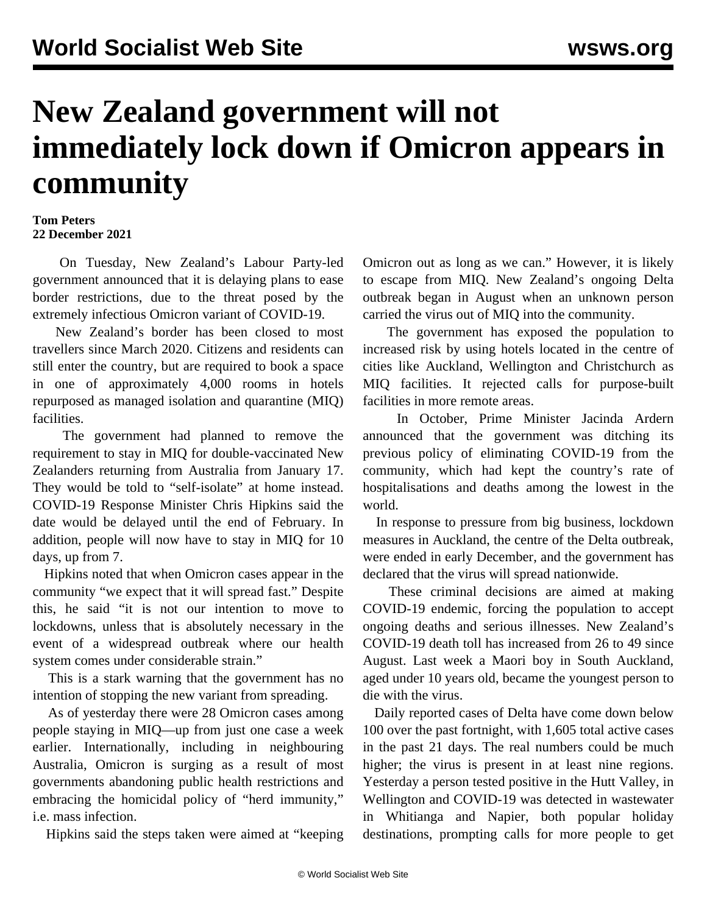# New Zealand government will not immediately lock down if Omicron appears in community

**Tom Peters**
**22 December 2021**

On Tuesday, New Zealand's Labour Party-led government announced that it is delaying plans to ease border restrictions, due to the threat posed by the extremely infectious Omicron variant of COVID-19.

New Zealand's border has been closed to most travellers since March 2020. Citizens and residents can still enter the country, but are required to book a space in one of approximately 4,000 rooms in hotels repurposed as managed isolation and quarantine (MIQ) facilities.

The government had planned to remove the requirement to stay in MIQ for double-vaccinated New Zealanders returning from Australia from January 17. They would be told to "self-isolate" at home instead. COVID-19 Response Minister Chris Hipkins said the date would be delayed until the end of February. In addition, people will now have to stay in MIQ for 10 days, up from 7.

Hipkins noted that when Omicron cases appear in the community "we expect that it will spread fast." Despite this, he said "it is not our intention to move to lockdowns, unless that is absolutely necessary in the event of a widespread outbreak where our health system comes under considerable strain."

This is a stark warning that the government has no intention of stopping the new variant from spreading.

As of yesterday there were 28 Omicron cases among people staying in MIQ—up from just one case a week earlier. Internationally, including in neighbouring Australia, Omicron is surging as a result of most governments abandoning public health restrictions and embracing the homicidal policy of "herd immunity," i.e. mass infection.

Hipkins said the steps taken were aimed at "keeping Omicron out as long as we can." However, it is likely to escape from MIQ. New Zealand's ongoing Delta outbreak began in August when an unknown person carried the virus out of MIQ into the community.

The government has exposed the population to increased risk by using hotels located in the centre of cities like Auckland, Wellington and Christchurch as MIQ facilities. It rejected calls for purpose-built facilities in more remote areas.

In October, Prime Minister Jacinda Ardern announced that the government was ditching its previous policy of eliminating COVID-19 from the community, which had kept the country's rate of hospitalisations and deaths among the lowest in the world.

In response to pressure from big business, lockdown measures in Auckland, the centre of the Delta outbreak, were ended in early December, and the government has declared that the virus will spread nationwide.

These criminal decisions are aimed at making COVID-19 endemic, forcing the population to accept ongoing deaths and serious illnesses. New Zealand's COVID-19 death toll has increased from 26 to 49 since August. Last week a Maori boy in South Auckland, aged under 10 years old, became the youngest person to die with the virus.

Daily reported cases of Delta have come down below 100 over the past fortnight, with 1,605 total active cases in the past 21 days. The real numbers could be much higher; the virus is present in at least nine regions. Yesterday a person tested positive in the Hutt Valley, in Wellington and COVID-19 was detected in wastewater in Whitianga and Napier, both popular holiday destinations, prompting calls for more people to get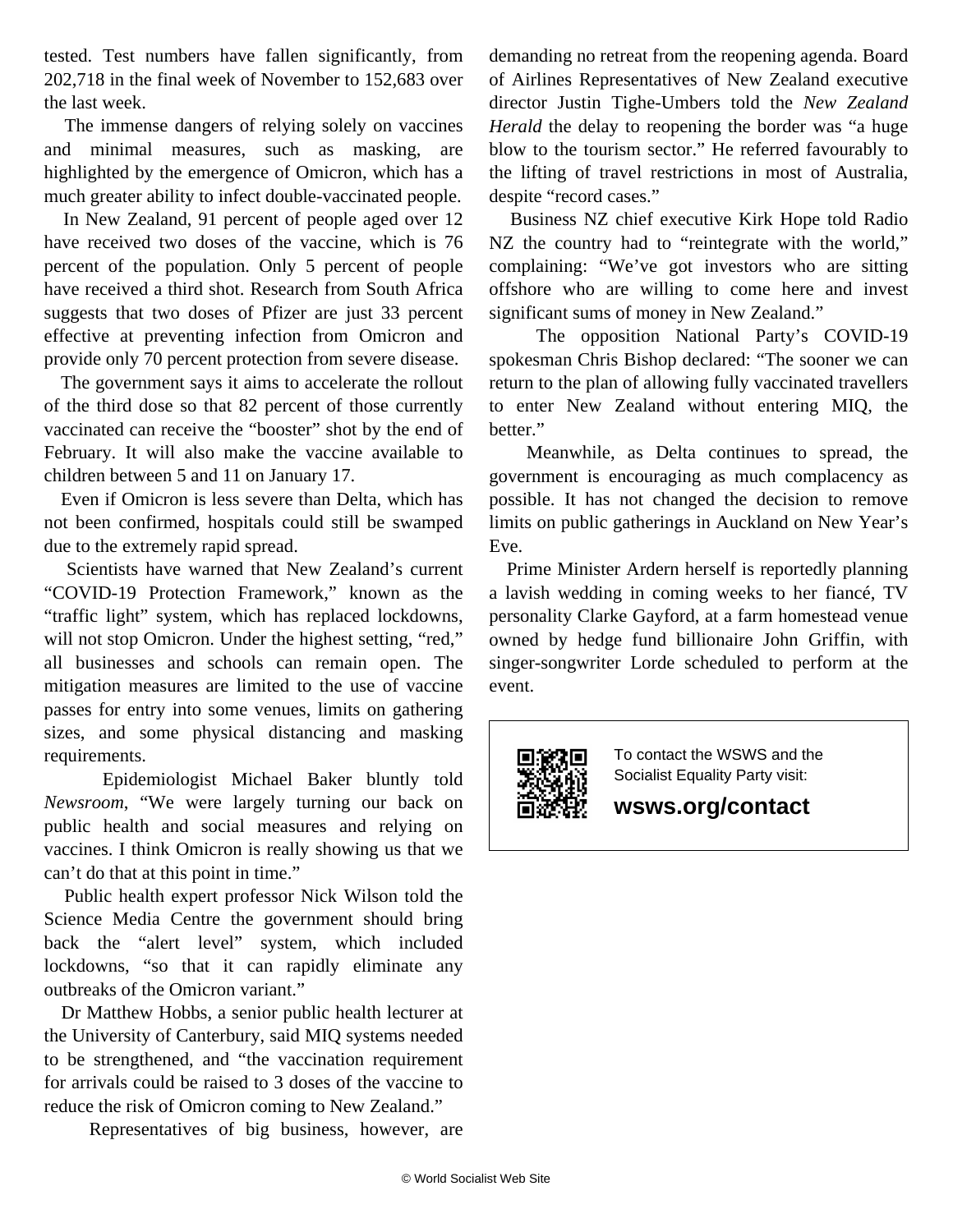tested. Test numbers have fallen significantly, from 202,718 in the final week of November to 152,683 over the last week.

The immense dangers of relying solely on vaccines and minimal measures, such as masking, are highlighted by the emergence of Omicron, which has a much greater ability to infect double-vaccinated people.

In New Zealand, 91 percent of people aged over 12 have received two doses of the vaccine, which is 76 percent of the population. Only 5 percent of people have received a third shot. Research from South Africa suggests that two doses of Pfizer are just 33 percent effective at preventing infection from Omicron and provide only 70 percent protection from severe disease.

The government says it aims to accelerate the rollout of the third dose so that 82 percent of those currently vaccinated can receive the "booster" shot by the end of February. It will also make the vaccine available to children between 5 and 11 on January 17.

Even if Omicron is less severe than Delta, which has not been confirmed, hospitals could still be swamped due to the extremely rapid spread.

Scientists have warned that New Zealand's current "COVID-19 Protection Framework," known as the "traffic light" system, which has replaced lockdowns, will not stop Omicron. Under the highest setting, "red," all businesses and schools can remain open. The mitigation measures are limited to the use of vaccine passes for entry into some venues, limits on gathering sizes, and some physical distancing and masking requirements.

Epidemiologist Michael Baker bluntly told *Newsroom*, "We were largely turning our back on public health and social measures and relying on vaccines. I think Omicron is really showing us that we can't do that at this point in time."

Public health expert professor Nick Wilson told the Science Media Centre the government should bring back the "alert level" system, which included lockdowns, "so that it can rapidly eliminate any outbreaks of the Omicron variant."

Dr Matthew Hobbs, a senior public health lecturer at the University of Canterbury, said MIQ systems needed to be strengthened, and "the vaccination requirement for arrivals could be raised to 3 doses of the vaccine to reduce the risk of Omicron coming to New Zealand."

Representatives of big business, however, are demanding no retreat from the reopening agenda. Board of Airlines Representatives of New Zealand executive director Justin Tighe-Umbers told the *New Zealand Herald* the delay to reopening the border was "a huge blow to the tourism sector." He referred favourably to the lifting of travel restrictions in most of Australia, despite "record cases."

Business NZ chief executive Kirk Hope told Radio NZ the country had to "reintegrate with the world," complaining: "We've got investors who are sitting offshore who are willing to come here and invest significant sums of money in New Zealand."

The opposition National Party's COVID-19 spokesman Chris Bishop declared: "The sooner we can return to the plan of allowing fully vaccinated travellers to enter New Zealand without entering MIQ, the better."

Meanwhile, as Delta continues to spread, the government is encouraging as much complacency as possible. It has not changed the decision to remove limits on public gatherings in Auckland on New Year's Eve.

Prime Minister Ardern herself is reportedly planning a lavish wedding in coming weeks to her fiancé, TV personality Clarke Gayford, at a farm homestead venue owned by hedge fund billionaire John Griffin, with singer-songwriter Lorde scheduled to perform at the event.

To contact the WSWS and the Socialist Equality Party visit:

**wsws.org/contact**